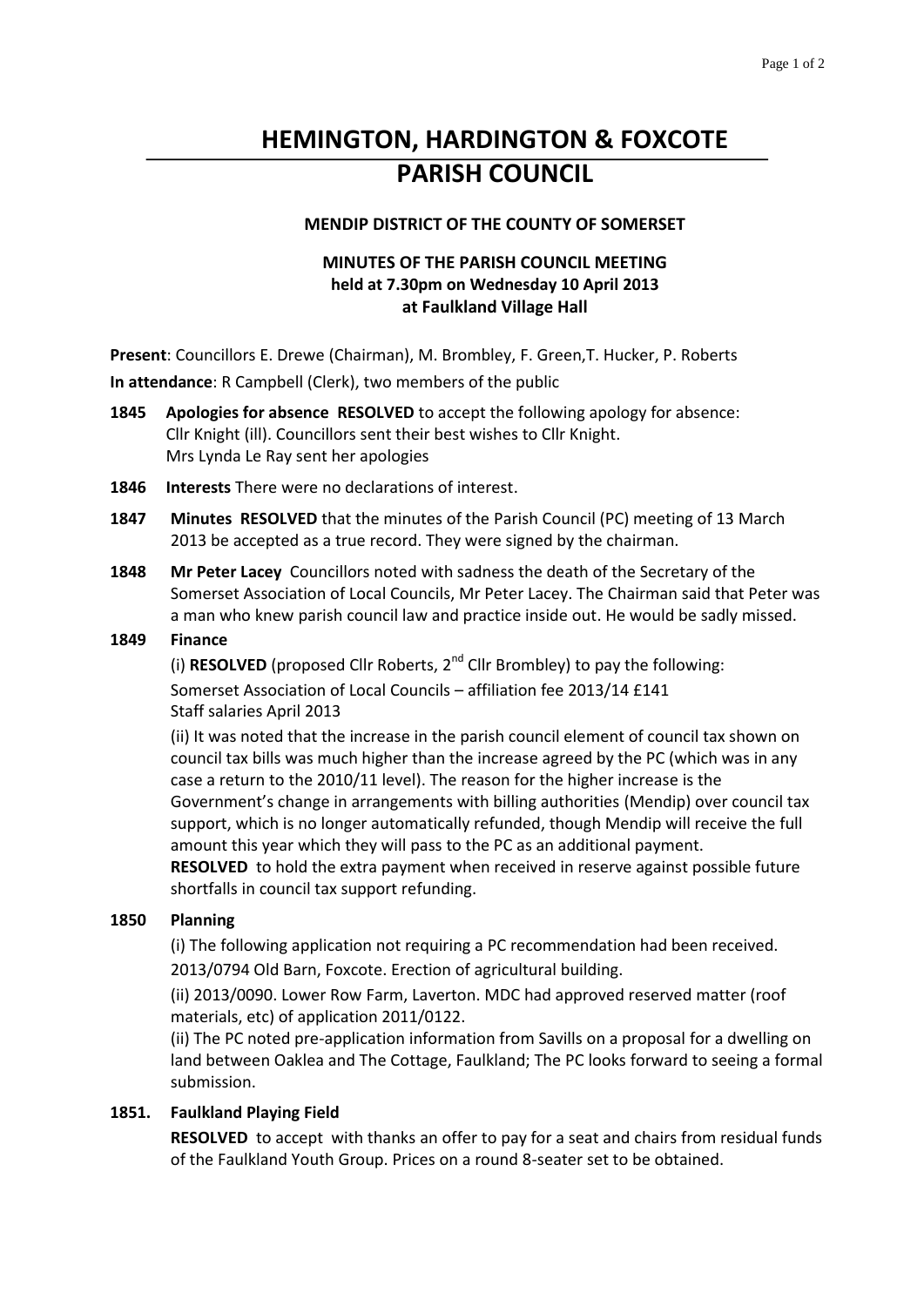# HEMINGTON, HARDINGTON & FOXCOTE
# PARISH COUNCIL

**MENDIP DISTRICT OF THE COUNTY OF SOMERSET**

**MINUTES OF THE PARISH COUNCIL MEETING**
**held at 7.30pm on Wednesday 10 April 2013**
**at Faulkland Village Hall**

**Present**: Councillors E. Drewe (Chairman), M. Brombley, F. Green,T. Hucker, P. Roberts

**In attendance**: R Campbell (Clerk), two members of the public

**1845 Apologies for absence RESOLVED** to accept the following apology for absence: Cllr Knight (ill). Councillors sent their best wishes to Cllr Knight. Mrs Lynda Le Ray sent her apologies

**1846 Interests** There were no declarations of interest.

**1847 Minutes RESOLVED** that the minutes of the Parish Council (PC) meeting of 13 March 2013 be accepted as a true record. They were signed by the chairman.

**1848 Mr Peter Lacey** Councillors noted with sadness the death of the Secretary of the Somerset Association of Local Councils, Mr Peter Lacey. The Chairman said that Peter was a man who knew parish council law and practice inside out. He would be sadly missed.

**1849 Finance**

(i) **RESOLVED** (proposed Cllr Roberts, 2nd Cllr Brombley) to pay the following:
Somerset Association of Local Councils – affiliation fee 2013/14 £141
Staff salaries April 2013

(ii) It was noted that the increase in the parish council element of council tax shown on council tax bills was much higher than the increase agreed by the PC (which was in any case a return to the 2010/11 level). The reason for the higher increase is the Government's change in arrangements with billing authorities (Mendip) over council tax support, which is no longer automatically refunded, though Mendip will receive the full amount this year which they will pass to the PC as an additional payment.
**RESOLVED** to hold the extra payment when received in reserve against possible future shortfalls in council tax support refunding.

**1850 Planning**

(i) The following application not requiring a PC recommendation had been received.
2013/0794 Old Barn, Foxcote. Erection of agricultural building.

(ii) 2013/0090. Lower Row Farm, Laverton. MDC had approved reserved matter (roof materials, etc) of application 2011/0122.

(ii) The PC noted pre-application information from Savills on a proposal for a dwelling on land between Oaklea and The Cottage, Faulkland; The PC looks forward to seeing a formal submission.

**1851. Faulkland Playing Field**

**RESOLVED** to accept with thanks an offer to pay for a seat and chairs from residual funds of the Faulkland Youth Group. Prices on a round 8-seater set to be obtained.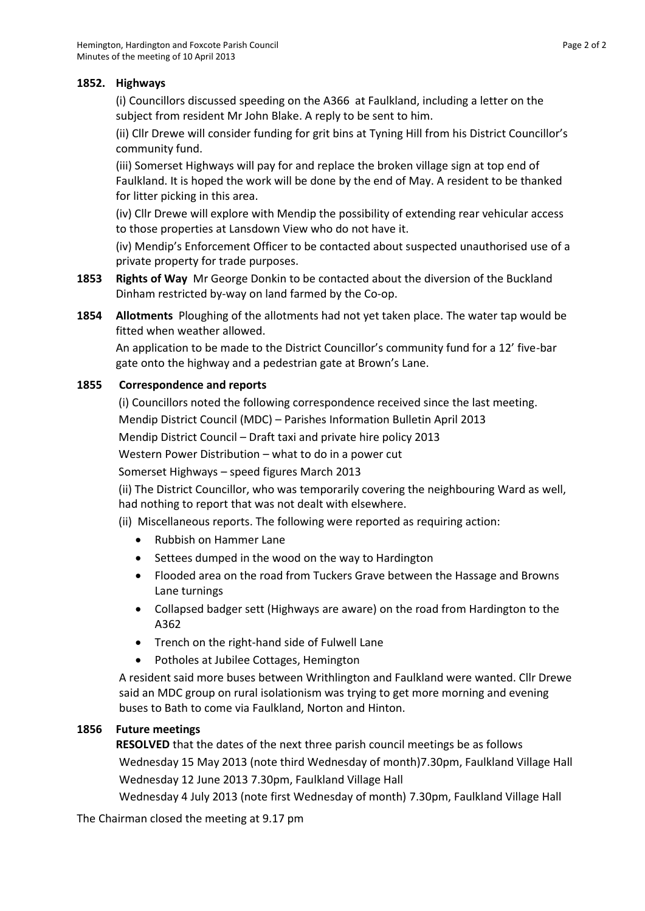**1852. Highways**

(i) Councillors discussed speeding on the A366 at Faulkland, including a letter on the subject from resident Mr John Blake. A reply to be sent to him.

(ii) Cllr Drewe will consider funding for grit bins at Tyning Hill from his District Councillor's community fund.

(iii) Somerset Highways will pay for and replace the broken village sign at top end of Faulkland. It is hoped the work will be done by the end of May. A resident to be thanked for litter picking in this area.

(iv) Cllr Drewe will explore with Mendip the possibility of extending rear vehicular access to those properties at Lansdown View who do not have it.

(iv) Mendip's Enforcement Officer to be contacted about suspected unauthorised use of a private property for trade purposes.

**1853 Rights of Way** Mr George Donkin to be contacted about the diversion of the Buckland Dinham restricted by-way on land farmed by the Co-op.

**1854 Allotments** Ploughing of the allotments had not yet taken place. The water tap would be fitted when weather allowed.

An application to be made to the District Councillor's community fund for a 12' five-bar gate onto the highway and a pedestrian gate at Brown's Lane.

**1855 Correspondence and reports**

(i) Councillors noted the following correspondence received since the last meeting.

Mendip District Council (MDC) – Parishes Information Bulletin April 2013

Mendip District Council – Draft taxi and private hire policy 2013

Western Power Distribution – what to do in a power cut

Somerset Highways – speed figures March 2013

(ii) The District Councillor, who was temporarily covering the neighbouring Ward as well, had nothing to report that was not dealt with elsewhere.

(ii) Miscellaneous reports. The following were reported as requiring action:

- Rubbish on Hammer Lane
- Settees dumped in the wood on the way to Hardington
- Flooded area on the road from Tuckers Grave between the Hassage and Browns Lane turnings
- Collapsed badger sett (Highways are aware) on the road from Hardington to the A362
- Trench on the right-hand side of Fulwell Lane
- Potholes at Jubilee Cottages, Hemington

A resident said more buses between Writhlington and Faulkland were wanted. Cllr Drewe said an MDC group on rural isolationism was trying to get more morning and evening buses to Bath to come via Faulkland, Norton and Hinton.

**1856 Future meetings**

**RESOLVED** that the dates of the next three parish council meetings be as follows

Wednesday 15 May 2013 (note third Wednesday of month)7.30pm, Faulkland Village Hall

Wednesday 12 June 2013 7.30pm, Faulkland Village Hall

Wednesday 4 July 2013 (note first Wednesday of month) 7.30pm, Faulkland Village Hall

The Chairman closed the meeting at 9.17 pm